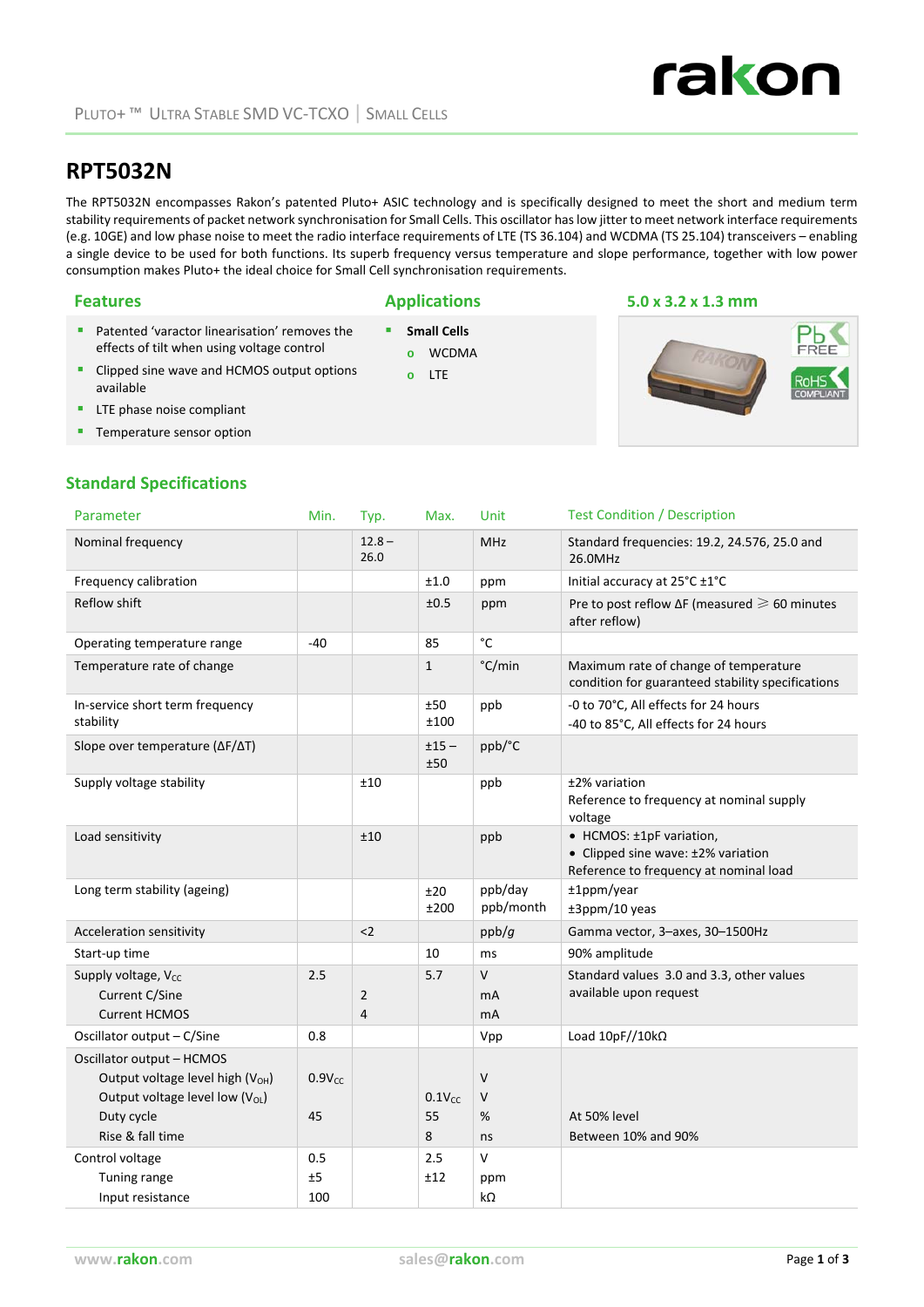PLUTO+ ™ ULTRA STABLE SMD VC-TCXO | SMALL CELLS

# RPT5032N

The RPT5032N encompasses Rakon's patented Pluto+ ASIC technology and is specifically designed to meet the short and medium term stability requirements of packet network synchronisation for Small Cells. This oscillator has low jitter to meet network interface requirements (e.g. 10GE) and low phase noise to meet the radio interface requirements of LTE (TS 36.104) and WCDMA (TS 25.104) transceivers – enabling a single device to be used for both functions. Its superb frequency versus temperature and slope performance, together with low power consumption makes Pluto+ the ideal choice for Small Cell synchronisation requirements.

## Features

- Patented 'varactor linearisation' removes the effects of tilt when using voltage control
- Clipped sine wave and HCMOS output options available
- LTE phase noise compliant
- Temperature sensor option

## Applications

- **Small Cells**
  - WCDMA
  - LTE

## 5.0 x 3.2 x 1.3 mm

## Standard Specifications

| Parameter | Min. | Typ. | Max. | Unit | Test Condition / Description |
|---|---|---|---|---|---|
| Nominal frequency | | 12.8 – 26.0 | | MHz | Standard frequencies: 19.2, 24.576, 25.0 and 26.0MHz |
| Frequency calibration | | | ±1.0 | ppm | Initial accuracy at 25°C ±1°C |
| Reflow shift | | | ±0.5 | ppm | Pre to post reflow ΔF (measured ⩾ 60 minutes after reflow) |
| Operating temperature range | -40 | | 85 | °C | |
| Temperature rate of change | | | 1 | °C/min | Maximum rate of change of temperature condition for guaranteed stability specifications |
| In-service short term frequency stability | | | ±50<br>±100 | ppb | -0 to 70°C, All effects for 24 hours<br>-40 to 85°C, All effects for 24 hours |
| Slope over temperature (ΔF/ΔT) | | | ±15 – ±50 | ppb/°C | |
| Supply voltage stability | | ±10 | | ppb | ±2% variation<br>Reference to frequency at nominal supply voltage |
| Load sensitivity | | ±10 | | ppb | • HCMOS: ±1pF variation,<br>• Clipped sine wave: ±2% variation<br>Reference to frequency at nominal load |
| Long term stability (ageing) | | | ±20<br>±200 | ppb/day<br>ppb/month | ±1ppm/year<br>±3ppm/10 yeas |
| Acceleration sensitivity | | <2 | | ppb/*g* | Gamma vector, 3–axes, 30–1500Hz |
| Start-up time | | | 10 | ms | 90% amplitude |
| Supply voltage, $V_{CC}$<br>Current C/Sine<br>Current HCMOS | 2.5 | <br>2<br>4 | 5.7 | V<br>mA<br>mA | Standard values 3.0 and 3.3, other values available upon request |
| Oscillator output – C/Sine | 0.8 | | | Vpp | Load 10pF//10kΩ |
| Oscillator output – HCMOS<br>Output voltage level high ($V_{OH}$)<br>Output voltage level low ($V_{OL}$)<br>Duty cycle<br>Rise & fall time | <br>$0.9V_{CC}$<br><br>45<br> | | <br><br>$0.1V_{CC}$<br>55<br>8 | <br>V<br>V<br>%<br>ns | <br><br><br>At 50% level<br>Between 10% and 90% |
| Control voltage<br>Tuning range<br>Input resistance | 0.5<br>±5<br>100 | | 2.5<br>±12<br> | V<br>ppm<br>kΩ | |

www.rakon.com sales@rakon.com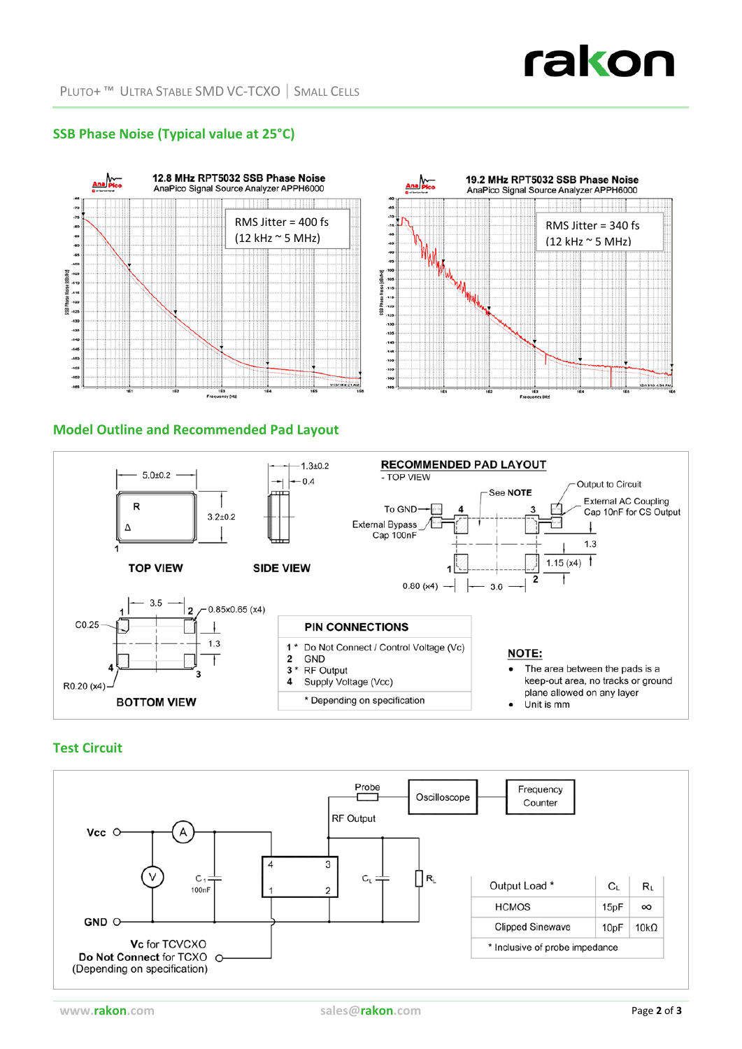## SSB Phase Noise (Typical value at 25°C)

12.8 MHz RPT5032 SSB Phase Noise
AnaPico Signal Source Analyzer APPH6000

RMS Jitter = 400 fs
(12 kHz ~ 5 MHz)

19.2 MHz RPT5032 SSB Phase Noise
AnaPico Signal Source Analyzer APPH6000

RMS Jitter = 340 fs
(12 kHz ~ 5 MHz)

## Model Outline and Recommended Pad Layout

TOP VIEW — 5.0±0.2, 3.2±0.2

SIDE VIEW — 1.3±0.2, 0.4

BOTTOM VIEW — 3.5, 0.85x0.65 (x4), C0.25, 1.3, R0.20 (x4)

**RECOMMENDED PAD LAYOUT**
- TOP VIEW

To GND, External Bypass Cap 100nF, See NOTE, Output to Circuit, External AC Coupling Cap 10nF for CS Output, 1.3, 1.15 (x4), 0.80 (x4), 3.0

**PIN CONNECTIONS**

| | |
|---|---|
| 1 * | Do Not Connect / Control Voltage (Vc) |
| 2 | GND |
| 3 * | RF Output |
| 4 | Supply Voltage (Vcc) |

\* Depending on specification

**NOTE:**
- The area between the pads is a keep-out area, no tracks or ground plane allowed on any layer
- Unit is mm

## Test Circuit

Vcc, GND, A, V, $C_1$ 100nF, Probe, Oscilloscope, Frequency Counter, RF Output, $C_L$, $R_L$

Vc for TCVCXO
Do Not Connect for TCXO
(Depending on specification)

| Output Load * | $C_L$ | $R_L$ |
|---|---|---|
| HCMOS | 15pF | ∞ |
| Clipped Sinewave | 10pF | 10kΩ |

\* Inclusive of probe impedance